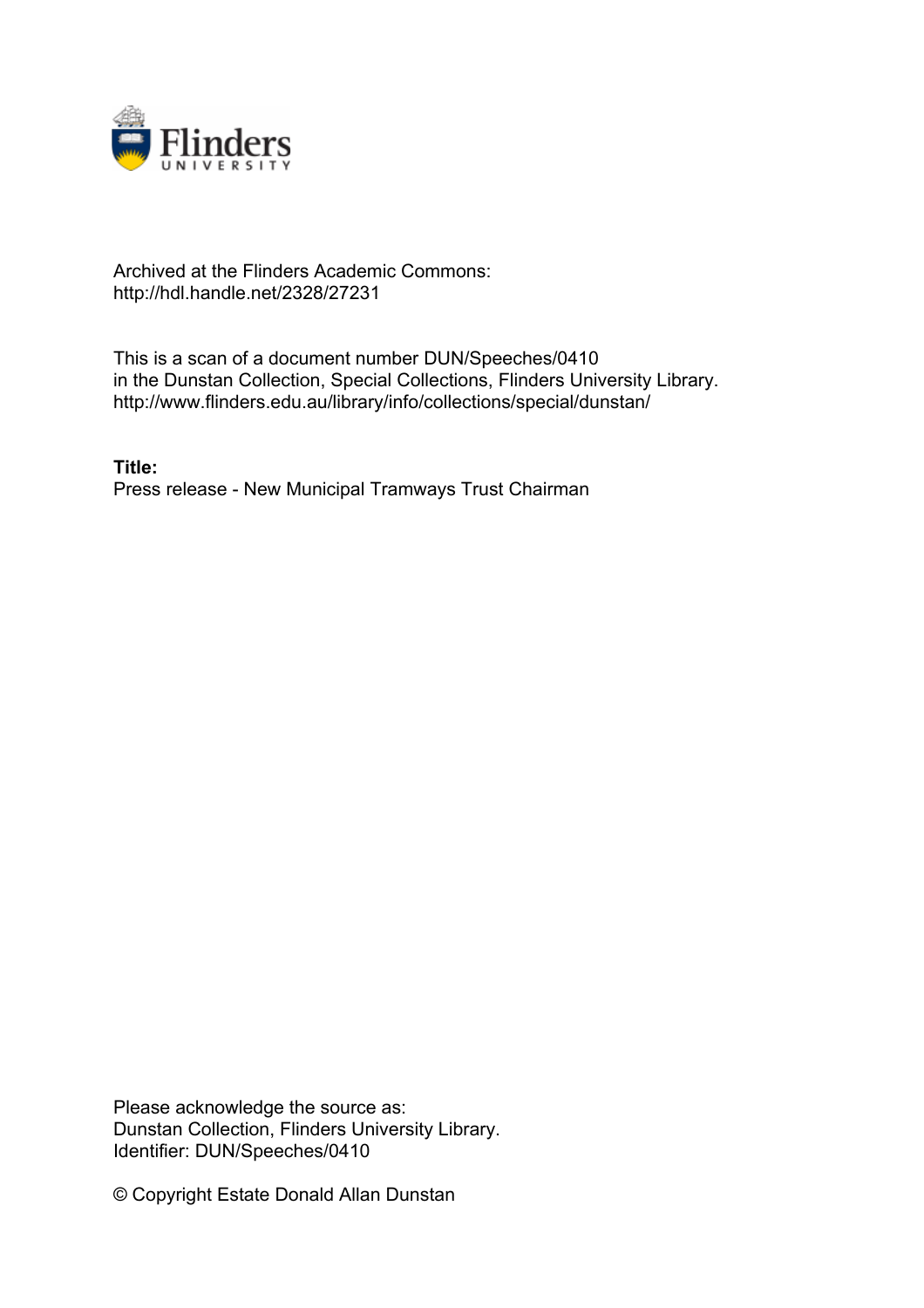Archived at the Flinders Academic Commons:
http://hdl.handle.net/2328/27231

This is a scan of a document number DUN/Speeches/0410
in the Dunstan Collection, Special Collections, Flinders University Library.
http://www.flinders.edu.au/library/info/collections/special/dunstan/

**Title:**
Press release - New Municipal Tramways Trust Chairman

Please acknowledge the source as:
Dunstan Collection, Flinders University Library.
Identifier: DUN/Speeches/0410

© Copyright Estate Donald Allan Dunstan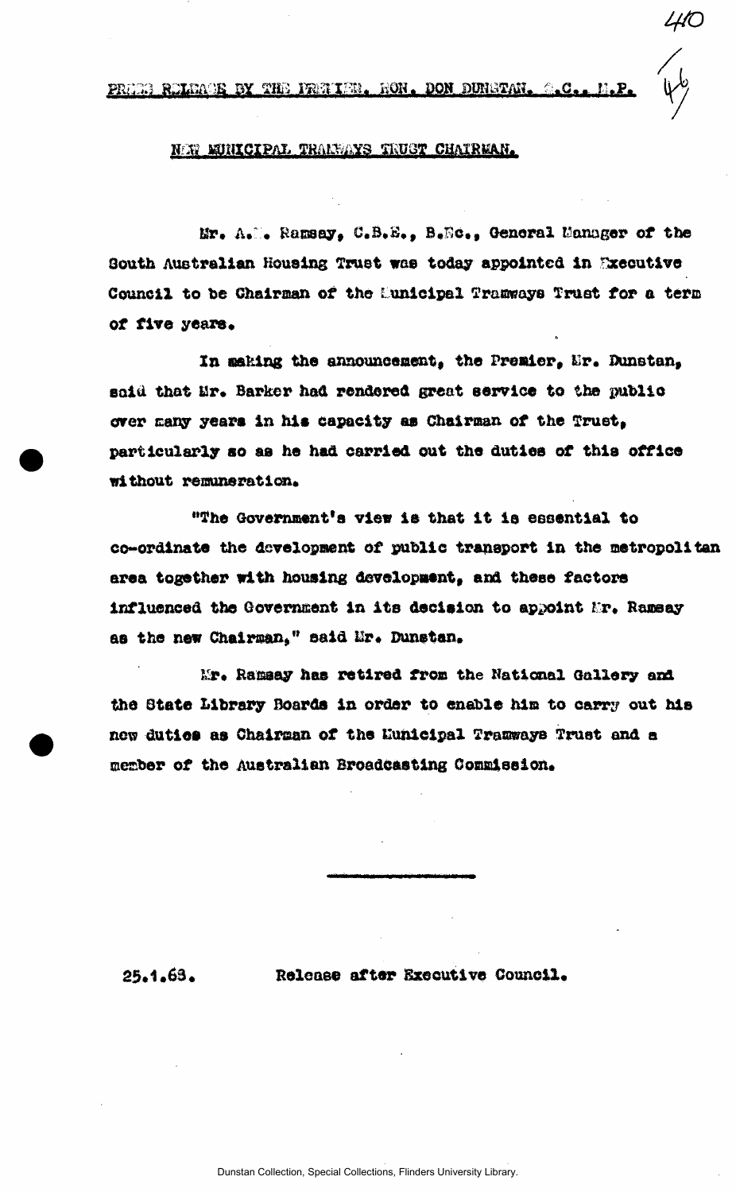PRESS RELEASE BY THE PREMIER, HON. DON DUNSTAN, Q.C., M.P.

## NEW MUNICIPAL TRAMWAYS TRUST CHAIRMAN.

Mr. A. M. Ramsay, C.B.E., B.Ec., General Manager of the South Australian Housing Trust was today appointed in Executive Council to be Chairman of the Municipal Tramways Trust for a term of five years.

In making the announcement, the Premier, Mr. Dunstan, said that Mr. Barker had rendered great service to the public over many years in his capacity as Chairman of the Trust, particularly so as he had carried out the duties of this office without remuneration.

"The Government's view is that it is essential to co-ordinate the development of public transport in the metropolitan area together with housing development, and these factors influenced the Government in its decision to appoint Mr. Ramsay as the new Chairman," said Mr. Dunstan.

Mr. Ramsay has retired from the National Gallery and the State Library Boards in order to enable him to carry out his new duties as Chairman of the Municipal Tramways Trust and a member of the Australian Broadcasting Commission.

---

25.1.68. Release after Executive Council.